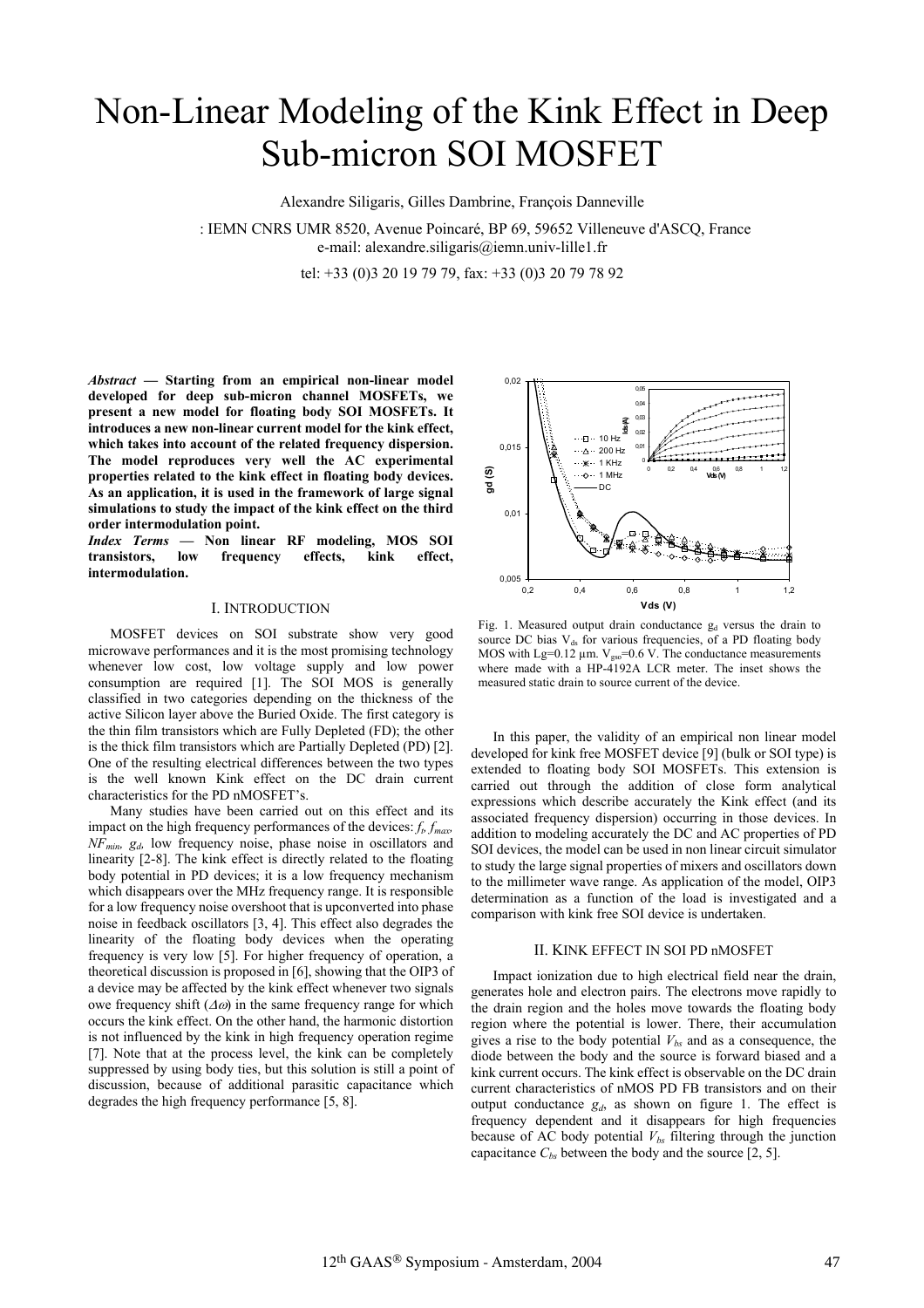# Non-Linear Modeling of the Kink Effect in Deep Sub-micron SOI MOSFET

Alexandre Siligaris, Gilles Dambrine, François Danneville

: IEMN CNRS UMR 8520, Avenue Poincaré, BP 69, 59652 Villeneuve d'ASCQ, France
e-mail: alexandre.siligaris@iemn.univ-lille1.fr

tel: +33 (0)3 20 19 79 79, fax: +33 (0)3 20 79 78 92

***Abstract* — Starting from an empirical non-linear model developed for deep sub-micron channel MOSFETs, we present a new model for floating body SOI MOSFETs. It introduces a new non-linear current model for the kink effect, which takes into account of the related frequency dispersion. The model reproduces very well the AC experimental properties related to the kink effect in floating body devices. As an application, it is used in the framework of large signal simulations to study the impact of the kink effect on the third order intermodulation point.**

***Index Terms* — Non linear RF modeling, MOS SOI transistors, low frequency effects, kink effect, intermodulation.**

## I. Introduction

MOSFET devices on SOI substrate show very good microwave performances and it is the most promising technology whenever low cost, low voltage supply and low power consumption are required [1]. The SOI MOS is generally classified in two categories depending on the thickness of the active Silicon layer above the Buried Oxide. The first category is the thin film transistors which are Fully Depleted (FD); the other is the thick film transistors which are Partially Depleted (PD) [2]. One of the resulting electrical differences between the two types is the well known Kink effect on the DC drain current characteristics for the PD nMOSFET's.

Many studies have been carried out on this effect and its impact on the high frequency performances of the devices: $f_t$, $f_{max}$, $NF_{min}$, $g_d$, low frequency noise, phase noise in oscillators and linearity [2-8]. The kink effect is directly related to the floating body potential in PD devices; it is a low frequency mechanism which disappears over the MHz frequency range. It is responsible for a low frequency noise overshoot that is upconverted into phase noise in feedback oscillators [3, 4]. This effect also degrades the linearity of the floating body devices when the operating frequency is very low [5]. For higher frequency of operation, a theoretical discussion is proposed in [6], showing that the OIP3 of a device may be affected by the kink effect whenever two signals owe frequency shift ($\Delta\omega$) in the same frequency range for which occurs the kink effect. On the other hand, the harmonic distortion is not influenced by the kink in high frequency operation regime [7]. Note that at the process level, the kink can be completely suppressed by using body ties, but this solution is still a point of discussion, because of additional parasitic capacitance which degrades the high frequency performance [5, 8].

Fig. 1. Measured output drain conductance $g_d$ versus the drain to source DC bias $V_{ds}$ for various frequencies, of a PD floating body MOS with Lg=0.12 µm. $V_{gso}$=0.6 V. The conductance measurements where made with a HP-4192A LCR meter. The inset shows the measured static drain to source current of the device.

In this paper, the validity of an empirical non linear model developed for kink free MOSFET device [9] (bulk or SOI type) is extended to floating body SOI MOSFETs. This extension is carried out through the addition of close form analytical expressions which describe accurately the Kink effect (and its associated frequency dispersion) occurring in those devices. In addition to modeling accurately the DC and AC properties of PD SOI devices, the model can be used in non linear circuit simulator to study the large signal properties of mixers and oscillators down to the millimeter wave range. As application of the model, OIP3 determination as a function of the load is investigated and a comparison with kink free SOI device is undertaken.

## II. Kink effect in SOI PD nMOSFET

Impact ionization due to high electrical field near the drain, generates hole and electron pairs. The electrons move rapidly to the drain region and the holes move towards the floating body region where the potential is lower. There, their accumulation gives a rise to the body potential $V_{bs}$ and as a consequence, the diode between the body and the source is forward biased and a kink current occurs. The kink effect is observable on the DC drain current characteristics of nMOS PD FB transistors and on their output conductance $g_d$, as shown on figure 1. The effect is frequency dependent and it disappears for high frequencies because of AC body potential $V_{bs}$ filtering through the junction capacitance $C_{bs}$ between the body and the source [2, 5].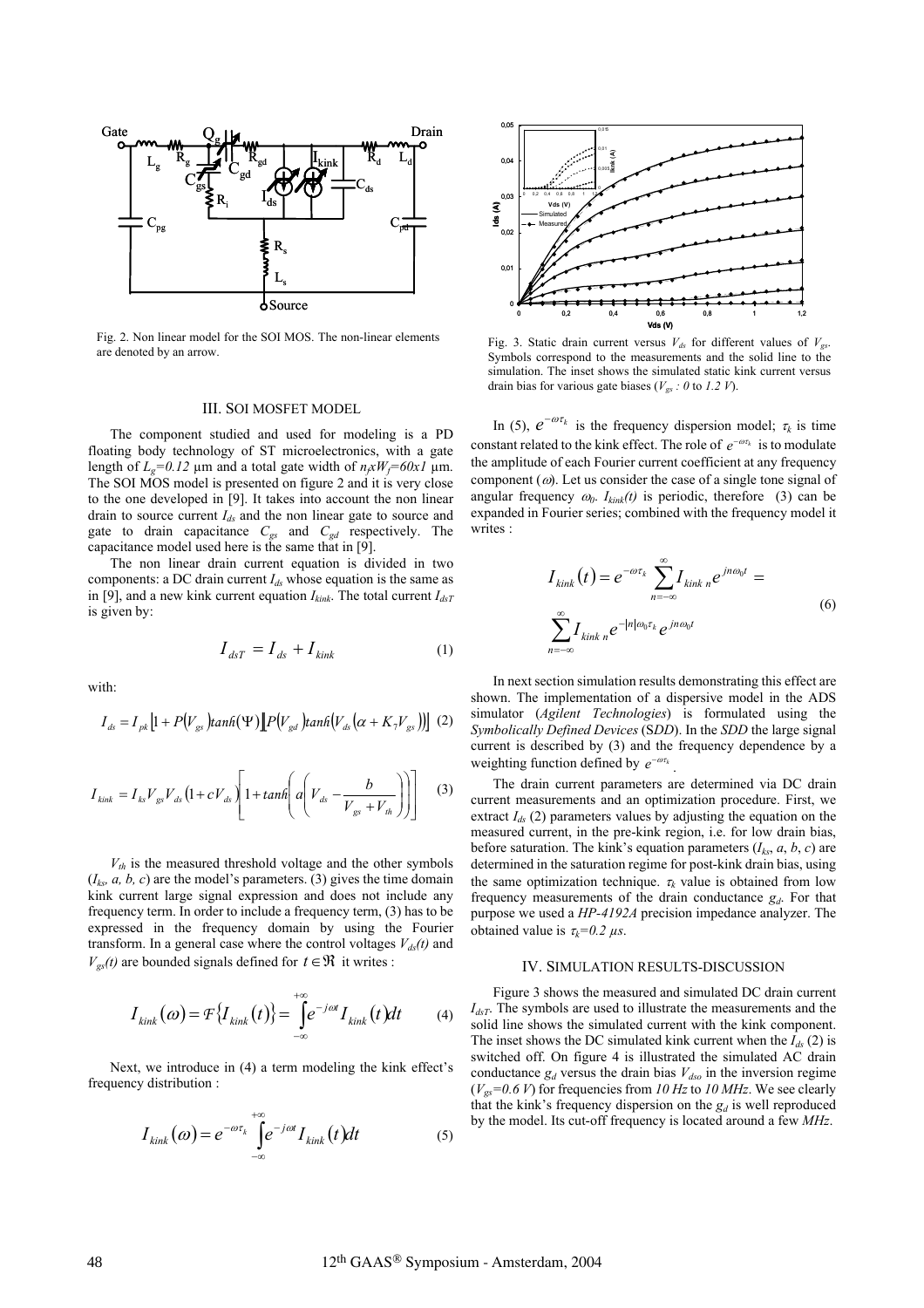Fig. 2. Non linear model for the SOI MOS. The non-linear elements are denoted by an arrow.

## III. SOI MOSFET MODEL

The component studied and used for modeling is a PD floating body technology of ST microelectronics, with a gate length of $L_g=0.12$ µm and a total gate width of $n_f x W_f=60x1$ µm. The SOI MOS model is presented on figure 2 and it is very close to the one developed in [9]. It takes into account the non linear drain to source current $I_{ds}$ and the non linear gate to source and gate to drain capacitance $C_{gs}$ and $C_{gd}$ respectively. The capacitance model used here is the same that in [9].

The non linear drain current equation is divided in two components: a DC drain current $I_{ds}$ whose equation is the same as in [9], and a new kink current equation $I_{kink}$. The total current $I_{dsT}$ is given by:

$$I_{dsT} = I_{ds} + I_{kink} \tag{1}$$

with:

$$I_{ds} = I_{pk}\left[1 + P(V_{gs})tanh(\Psi)\right]\left[P(V_{gd})tanh(V_{ds}(\alpha + K_7 V_{gs}))\right] \tag{2}$$

$$I_{kink} = I_{ks} V_{gs} V_{ds}(1 + cV_{ds})\left[1 + tanh\left(a\left(V_{ds} - \frac{b}{V_{gs} + V_{th}}\right)\right)\right] \tag{3}$$

$V_{th}$ is the measured threshold voltage and the other symbols ($I_{ks}$, $a$, $b$, $c$) are the model's parameters. (3) gives the time domain kink current large signal expression and does not include any frequency term. In order to include a frequency term, (3) has to be expressed in the frequency domain by using the Fourier transform. In a general case where the control voltages $V_{ds}(t)$ and $V_{gs}(t)$ are bounded signals defined for $t \in \Re$ it writes :

$$I_{kink}(\omega) = \mathcal{F}\{I_{kink}(t)\} = \int_{-\infty}^{+\infty} e^{-j\omega t} I_{kink}(t)dt \tag{4}$$

Next, we introduce in (4) a term modeling the kink effect's frequency distribution :

$$I_{kink}(\omega) = e^{-\omega\tau_k} \int_{-\infty}^{+\infty} e^{-j\omega t} I_{kink}(t)dt \tag{5}$$

Fig. 3. Static drain current versus $V_{ds}$ for different values of $V_{gs}$. Symbols correspond to the measurements and the solid line to the simulation. The inset shows the simulated static kink current versus drain bias for various gate biases ($V_{gs}$ : 0 to 1.2 V).

In (5), $e^{-\omega\tau_k}$ is the frequency dispersion model; $\tau_k$ is time constant related to the kink effect. The role of $e^{-\omega\tau_k}$ is to modulate the amplitude of each Fourier current coefficient at any frequency component ($\omega$). Let us consider the case of a single tone signal of angular frequency $\omega_0$. $I_{kink}(t)$ is periodic, therefore (3) can be expanded in Fourier series; combined with the frequency model it writes :

$$I_{kink}(t) = e^{-\omega\tau_k} \sum_{n=-\infty}^{\infty} I_{kink\,n} e^{jn\omega_0 t} = \sum_{n=-\infty}^{\infty} I_{kink\,n} e^{-|n|\omega_0\tau_k} e^{jn\omega_0 t} \tag{6}$$

In next section simulation results demonstrating this effect are shown. The implementation of a dispersive model in the ADS simulator (*Agilent Technologies*) is formulated using the *Symbolically Defined Devices* (S*DD*). In the *SDD* the large signal current is described by (3) and the frequency dependence by a weighting function defined by $e^{-\omega\tau_k}$.

The drain current parameters are determined via DC drain current measurements and an optimization procedure. First, we extract $I_{ds}$ (2) parameters values by adjusting the equation on the measured current, in the pre-kink region, i.e. for low drain bias, before saturation. The kink's equation parameters ($I_{ks}$, $a$, $b$, $c$) are determined in the saturation regime for post-kink drain bias, using the same optimization technique. $\tau_k$ value is obtained from low frequency measurements of the drain conductance $g_d$. For that purpose we used a *HP-4192A* precision impedance analyzer. The obtained value is $\tau_k=0.2$ µs.

## IV. SIMULATION RESULTS-DISCUSSION

Figure 3 shows the measured and simulated DC drain current $I_{dsT}$. The symbols are used to illustrate the measurements and the solid line shows the simulated current with the kink component. The inset shows the DC simulated kink current when the $I_{ds}$ (2) is switched off. On figure 4 is illustrated the simulated AC drain conductance $g_d$ versus the drain bias $V_{dso}$ in the inversion regime ($V_{gs}=0.6$ V) for frequencies from *10 Hz* to *10 MHz*. We see clearly that the kink's frequency dispersion on the $g_d$ is well reproduced by the model. Its cut-off frequency is located around a few *MHz*.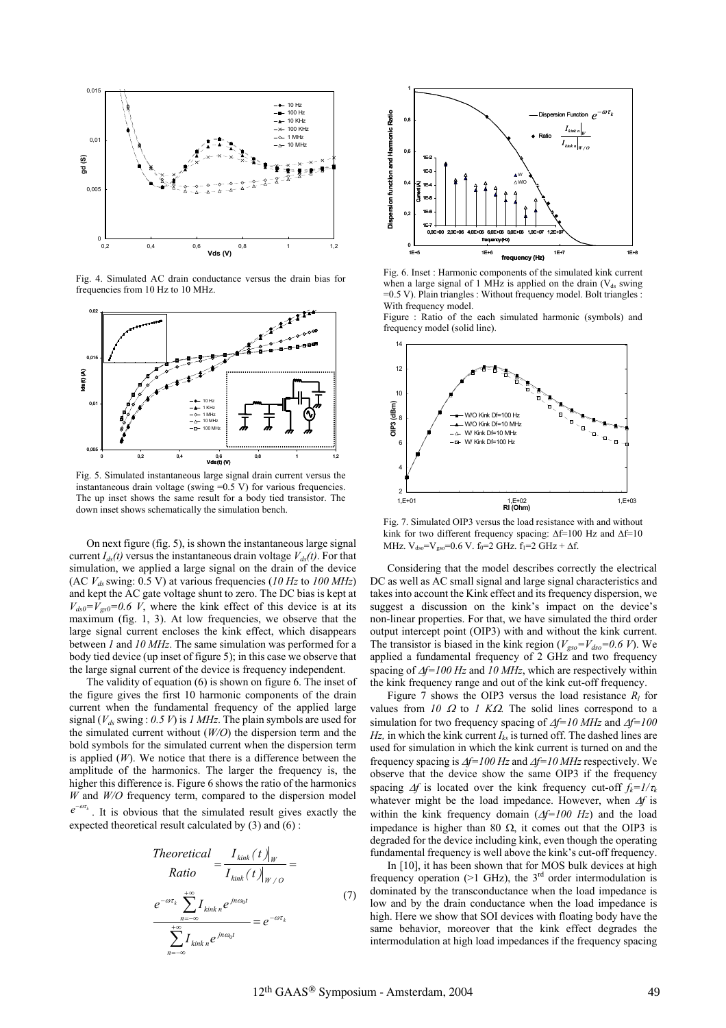Fig. 4. Simulated AC drain conductance versus the drain bias for frequencies from 10 Hz to 10 MHz.

Fig. 5. Simulated instantaneous large signal drain current versus the instantaneous drain voltage (swing =0.5 V) for various frequencies. The up inset shows the same result for a body tied transistor. The down inset shows schematically the simulation bench.

On next figure (fig. 5), is shown the instantaneous large signal current $I_{ds}(t)$ versus the instantaneous drain voltage $V_{ds}(t)$. For that simulation, we applied a large signal on the drain of the device (AC $V_{ds}$ swing: 0.5 V) at various frequencies (*10 Hz* to *100 MHz*) and kept the AC gate voltage shunt to zero. The DC bias is kept at $V_{ds0}=V_{gs0}=0.6\ V$, where the kink effect of this device is at its maximum (fig. 1, 3). At low frequencies, we observe that the large signal current encloses the kink effect, which disappears between *1* and *10 MHz*. The same simulation was performed for a body tied device (up inset of figure 5); in this case we observe that the large signal current of the device is frequency independent.

The validity of equation (6) is shown on figure 6. The inset of the figure gives the first 10 harmonic components of the drain current when the fundamental frequency of the applied large signal ($V_{ds}$ swing : *0.5 V*) is *1 MHz*. The plain symbols are used for the simulated current without (*W/O*) the dispersion term and the bold symbols for the simulated current when the dispersion term is applied (*W*). We notice that there is a difference between the amplitude of the harmonics. The larger the frequency is, the higher this difference is. Figure 6 shows the ratio of the harmonics *W* and *W/O* frequency term, compared to the dispersion model $e^{-\omega\tau_k}$. It is obvious that the simulated result gives exactly the expected theoretical result calculated by (3) and (6) :

$$
\begin{array}{c} Theoretical \\ Ratio \end{array} = \frac{I_{kink}(t)\big|_W}{I_{kink}(t)\big|_{W/O}} = \frac{e^{-\omega\tau_k}\sum_{n=-\infty}^{+\infty} I_{kink\,n}\, e^{jn\omega_0 t}}{\sum_{n=-\infty}^{+\infty} I_{kink\,n}\, e^{jn\omega_0 t}} = e^{-\omega\tau_k} \tag{7}
$$

Fig. 6. Inset : Harmonic components of the simulated kink current when a large signal of 1 MHz is applied on the drain ($V_{ds}$ swing =0.5 V). Plain triangles : Without frequency model. Bolt triangles : With frequency model.
Figure : Ratio of the each simulated harmonic (symbols) and frequency model (solid line).

Fig. 7. Simulated OIP3 versus the load resistance with and without kink for two different frequency spacing: $\Delta$f=100 Hz and $\Delta$f=10 MHz. $V_{dso}=V_{gso}=0.6$ V. $f_0=2$ GHz. $f_1=2$ GHz + $\Delta$f.

Considering that the model describes correctly the electrical DC as well as AC small signal and large signal characteristics and takes into account the Kink effect and its frequency dispersion, we suggest a discussion on the kink's impact on the device's non-linear properties. For that, we have simulated the third order output intercept point (OIP3) with and without the kink current. The transistor is biased in the kink region ($V_{gso}=V_{dso}=0.6\ V$). We applied a fundamental frequency of 2 GHz and two frequency spacing of $\Delta f=100\ Hz$ and *10 MHz*, which are respectively within the kink frequency range and out of the kink cut-off frequency.

Figure 7 shows the OIP3 versus the load resistance $R_l$ for values from *10* $\Omega$ to *1* $K\Omega$. The solid lines correspond to a simulation for two frequency spacing of $\Delta f=10\ MHz$ and $\Delta f=100\ Hz$, in which the kink current $I_{ks}$ is turned off. The dashed lines are used for simulation in which the kink current is turned on and the frequency spacing is $\Delta f=100\ Hz$ and $\Delta f=10\ MHz$ respectively. We observe that the device show the same OIP3 if the frequency spacing $\Delta f$ is located over the kink frequency cut-off $f_k=1/\tau_k$ whatever might be the load impedance. However, when $\Delta f$ is within the kink frequency domain ($\Delta f=100\ Hz$) and the load impedance is higher than 80 $\Omega$, it comes out that the OIP3 is degraded for the device including kink, even though the operating fundamental frequency is well above the kink's cut-off frequency.

In [10], it has been shown that for MOS bulk devices at high frequency operation (>1 GHz), the 3[rd] order intermodulation is dominated by the transconductance when the load impedance is low and by the drain conductance when the load impedance is high. Here we show that SOI devices with floating body have the same behavior, moreover that the kink effect degrades the intermodulation at high load impedances if the frequency spacing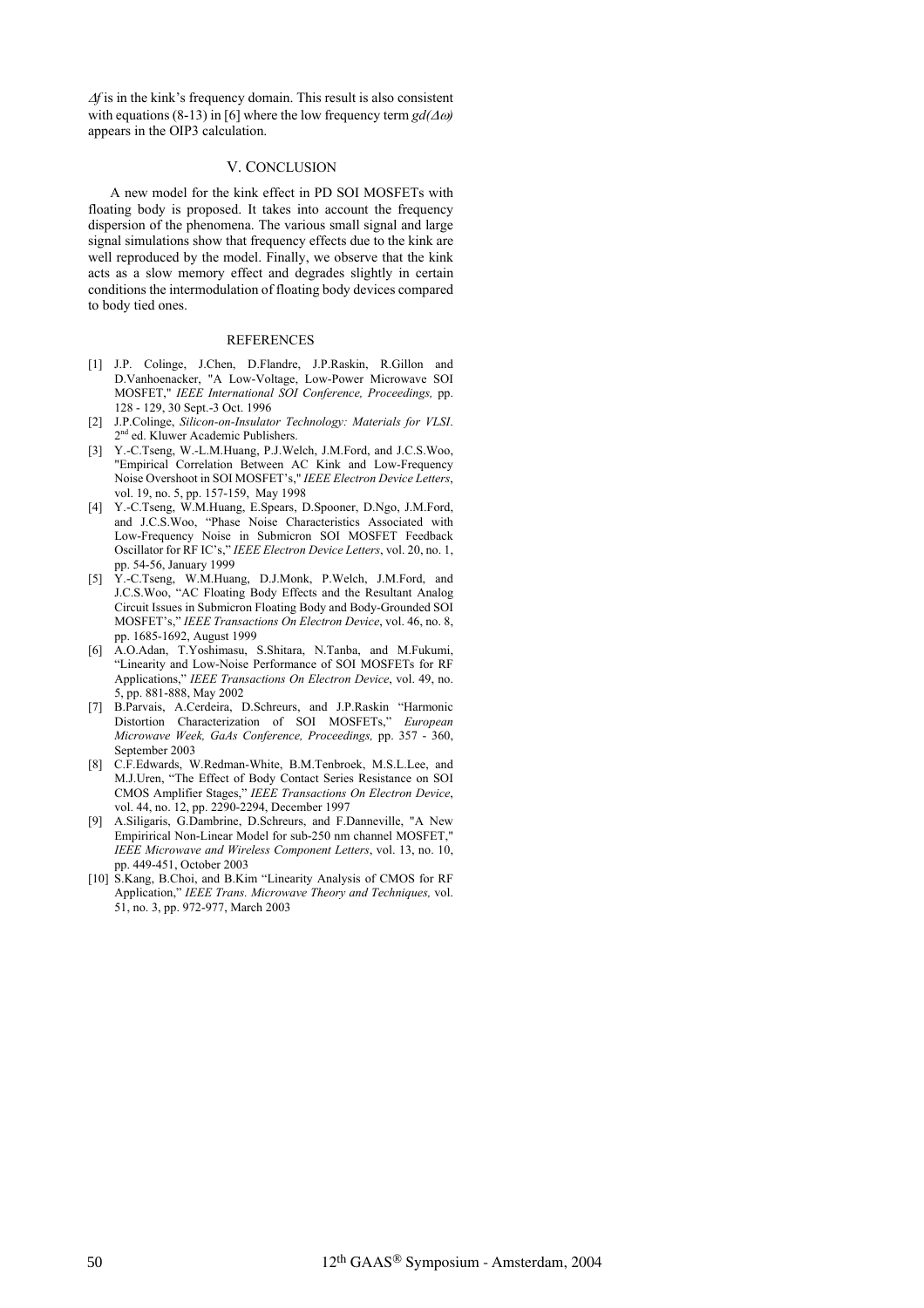$\Delta f$ is in the kink's frequency domain. This result is also consistent with equations (8-13) in [6] where the low frequency term $gd(\Delta\omega)$ appears in the OIP3 calculation.

## V. CONCLUSION

A new model for the kink effect in PD SOI MOSFETs with floating body is proposed. It takes into account the frequency dispersion of the phenomena. The various small signal and large signal simulations show that frequency effects due to the kink are well reproduced by the model. Finally, we observe that the kink acts as a slow memory effect and degrades slightly in certain conditions the intermodulation of floating body devices compared to body tied ones.

## REFERENCES

[1] J.P. Colinge, J.Chen, D.Flandre, J.P.Raskin, R.Gillon and D.Vanhoenacker, "A Low-Voltage, Low-Power Microwave SOI MOSFET," *IEEE International SOI Conference, Proceedings,* pp. 128 - 129, 30 Sept.-3 Oct. 1996

[2] J.P.Colinge, *Silicon-on-Insulator Technology: Materials for VLSI*. 2nd ed. Kluwer Academic Publishers.

[3] Y.-C.Tseng, W.-L.M.Huang, P.J.Welch, J.M.Ford, and J.C.S.Woo, "Empirical Correlation Between AC Kink and Low-Frequency Noise Overshoot in SOI MOSFET's," *IEEE Electron Device Letters*, vol. 19, no. 5, pp. 157-159, May 1998

[4] Y.-C.Tseng, W.M.Huang, E.Spears, D.Spooner, D.Ngo, J.M.Ford, and J.C.S.Woo, "Phase Noise Characteristics Associated with Low-Frequency Noise in Submicron SOI MOSFET Feedback Oscillator for RF IC's," *IEEE Electron Device Letters*, vol. 20, no. 1, pp. 54-56, January 1999

[5] Y.-C.Tseng, W.M.Huang, D.J.Monk, P.Welch, J.M.Ford, and J.C.S.Woo, "AC Floating Body Effects and the Resultant Analog Circuit Issues in Submicron Floating Body and Body-Grounded SOI MOSFET's," *IEEE Transactions On Electron Device*, vol. 46, no. 8, pp. 1685-1692, August 1999

[6] A.O.Adan, T.Yoshimasu, S.Shitara, N.Tanba, and M.Fukumi, "Linearity and Low-Noise Performance of SOI MOSFETs for RF Applications," *IEEE Transactions On Electron Device*, vol. 49, no. 5, pp. 881-888, May 2002

[7] B.Parvais, A.Cerdeira, D.Schreurs, and J.P.Raskin "Harmonic Distortion Characterization of SOI MOSFETs," *European Microwave Week, GaAs Conference, Proceedings,* pp. 357 - 360, September 2003

[8] C.F.Edwards, W.Redman-White, B.M.Tenbroek, M.S.L.Lee, and M.J.Uren, "The Effect of Body Contact Series Resistance on SOI CMOS Amplifier Stages," *IEEE Transactions On Electron Device*, vol. 44, no. 12, pp. 2290-2294, December 1997

[9] A.Siligaris, G.Dambrine, D.Schreurs, and F.Danneville, "A New Empirirical Non-Linear Model for sub-250 nm channel MOSFET," *IEEE Microwave and Wireless Component Letters*, vol. 13, no. 10, pp. 449-451, October 2003

[10] S.Kang, B.Choi, and B.Kim "Linearity Analysis of CMOS for RF Application," *IEEE Trans. Microwave Theory and Techniques,* vol. 51, no. 3, pp. 972-977, March 2003